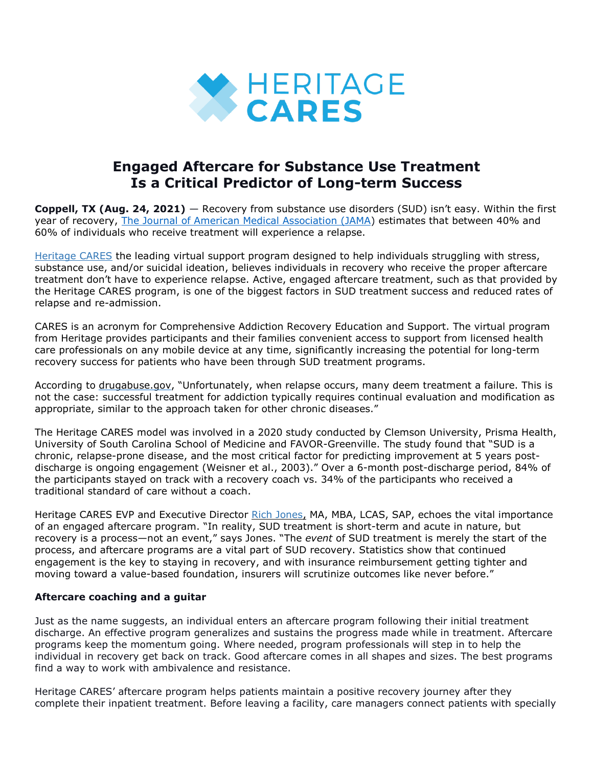# HERITAGE CARES

# Engaged Aftercare for Substance Use Treatment Is a Critical Predictor of Long-term Success

**Coppell, TX (Aug. 24, 2021)** — Recovery from substance use disorders (SUD) isn't easy. Within the first year of recovery, The Journal of American Medical Association (JAMA) estimates that between 40% and 60% of individuals who receive treatment will experience a relapse.

Heritage CARES the leading virtual support program designed to help individuals struggling with stress, substance use, and/or suicidal ideation, believes individuals in recovery who receive the proper aftercare treatment don't have to experience relapse. Active, engaged aftercare treatment, such as that provided by the Heritage CARES program, is one of the biggest factors in SUD treatment success and reduced rates of relapse and re-admission.

CARES is an acronym for Comprehensive Addiction Recovery Education and Support. The virtual program from Heritage provides participants and their families convenient access to support from licensed health care professionals on any mobile device at any time, significantly increasing the potential for long-term recovery success for patients who have been through SUD treatment programs.

According to drugabuse.gov, "Unfortunately, when relapse occurs, many deem treatment a failure. This is not the case: successful treatment for addiction typically requires continual evaluation and modification as appropriate, similar to the approach taken for other chronic diseases."

The Heritage CARES model was involved in a 2020 study conducted by Clemson University, Prisma Health, University of South Carolina School of Medicine and FAVOR-Greenville. The study found that "SUD is a chronic, relapse-prone disease, and the most critical factor for predicting improvement at 5 years post-discharge is ongoing engagement (Weisner et al., 2003)." Over a 6-month post-discharge period, 84% of the participants stayed on track with a recovery coach vs. 34% of the participants who received a traditional standard of care without a coach.

Heritage CARES EVP and Executive Director Rich Jones, MA, MBA, LCAS, SAP, echoes the vital importance of an engaged aftercare program. "In reality, SUD treatment is short-term and acute in nature, but recovery is a process—not an event," says Jones. "The *event* of SUD treatment is merely the start of the process, and aftercare programs are a vital part of SUD recovery. Statistics show that continued engagement is the key to staying in recovery, and with insurance reimbursement getting tighter and moving toward a value-based foundation, insurers will scrutinize outcomes like never before."

### Aftercare coaching and a guitar

Just as the name suggests, an individual enters an aftercare program following their initial treatment discharge. An effective program generalizes and sustains the progress made while in treatment. Aftercare programs keep the momentum going. Where needed, program professionals will step in to help the individual in recovery get back on track. Good aftercare comes in all shapes and sizes. The best programs find a way to work with ambivalence and resistance.

Heritage CARES' aftercare program helps patients maintain a positive recovery journey after they complete their inpatient treatment. Before leaving a facility, care managers connect patients with specially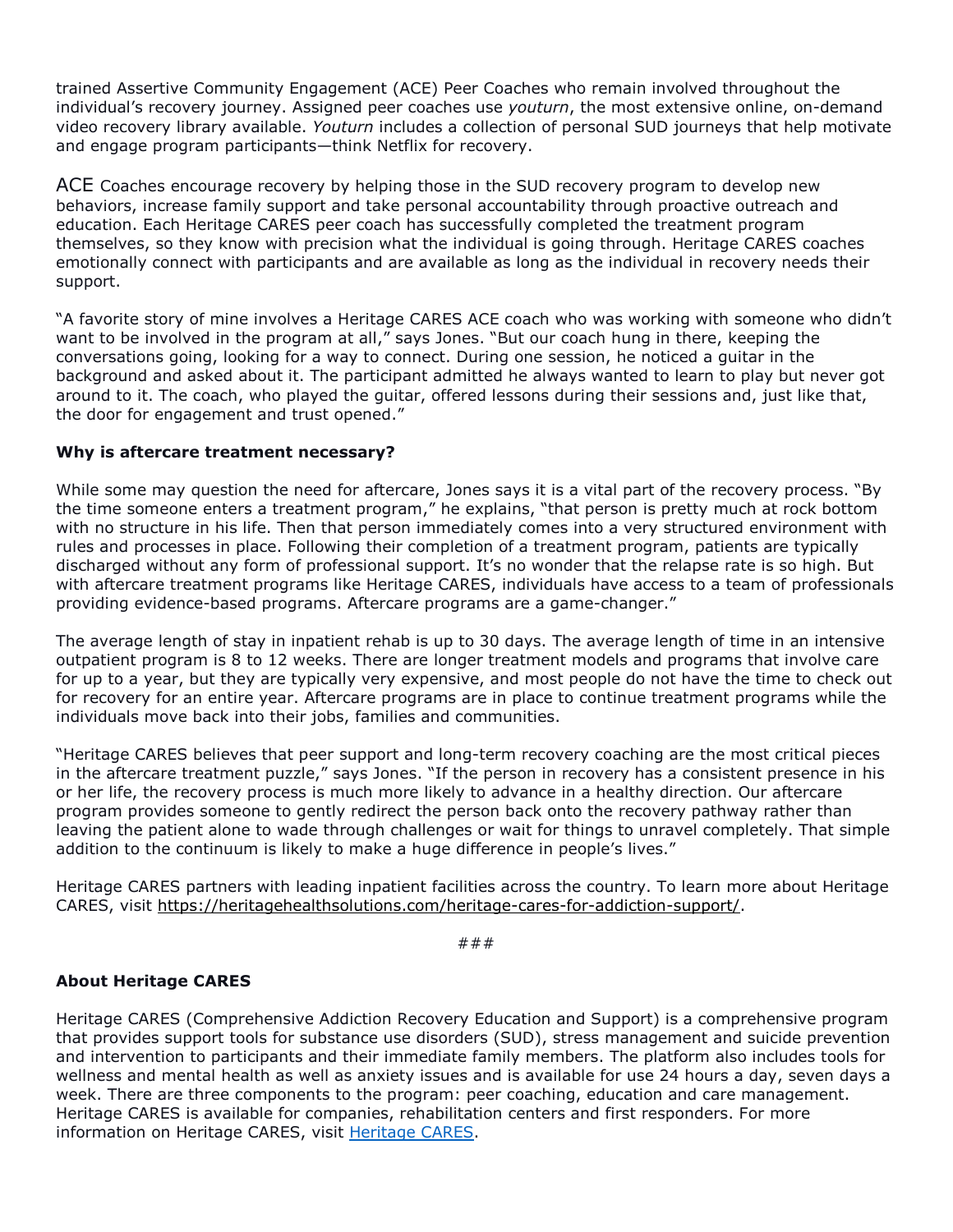trained Assertive Community Engagement (ACE) Peer Coaches who remain involved throughout the individual's recovery journey. Assigned peer coaches use *youturn*, the most extensive online, on-demand video recovery library available. *Youturn* includes a collection of personal SUD journeys that help motivate and engage program participants—think Netflix for recovery.

ACE Coaches encourage recovery by helping those in the SUD recovery program to develop new behaviors, increase family support and take personal accountability through proactive outreach and education. Each Heritage CARES peer coach has successfully completed the treatment program themselves, so they know with precision what the individual is going through. Heritage CARES coaches emotionally connect with participants and are available as long as the individual in recovery needs their support.

"A favorite story of mine involves a Heritage CARES ACE coach who was working with someone who didn't want to be involved in the program at all," says Jones. "But our coach hung in there, keeping the conversations going, looking for a way to connect. During one session, he noticed a guitar in the background and asked about it. The participant admitted he always wanted to learn to play but never got around to it. The coach, who played the guitar, offered lessons during their sessions and, just like that, the door for engagement and trust opened."

**Why is aftercare treatment necessary?**

While some may question the need for aftercare, Jones says it is a vital part of the recovery process. "By the time someone enters a treatment program," he explains, "that person is pretty much at rock bottom with no structure in his life. Then that person immediately comes into a very structured environment with rules and processes in place. Following their completion of a treatment program, patients are typically discharged without any form of professional support. It's no wonder that the relapse rate is so high. But with aftercare treatment programs like Heritage CARES, individuals have access to a team of professionals providing evidence-based programs. Aftercare programs are a game-changer."

The average length of stay in inpatient rehab is up to 30 days. The average length of time in an intensive outpatient program is 8 to 12 weeks. There are longer treatment models and programs that involve care for up to a year, but they are typically very expensive, and most people do not have the time to check out for recovery for an entire year. Aftercare programs are in place to continue treatment programs while the individuals move back into their jobs, families and communities.

"Heritage CARES believes that peer support and long-term recovery coaching are the most critical pieces in the aftercare treatment puzzle," says Jones. "If the person in recovery has a consistent presence in his or her life, the recovery process is much more likely to advance in a healthy direction. Our aftercare program provides someone to gently redirect the person back onto the recovery pathway rather than leaving the patient alone to wade through challenges or wait for things to unravel completely. That simple addition to the continuum is likely to make a huge difference in people's lives."

Heritage CARES partners with leading inpatient facilities across the country. To learn more about Heritage CARES, visit https://heritagehealthsolutions.com/heritage-cares-for-addiction-support/.

###

**About Heritage CARES**

Heritage CARES (Comprehensive Addiction Recovery Education and Support) is a comprehensive program that provides support tools for substance use disorders (SUD), stress management and suicide prevention and intervention to participants and their immediate family members. The platform also includes tools for wellness and mental health as well as anxiety issues and is available for use 24 hours a day, seven days a week. There are three components to the program: peer coaching, education and care management. Heritage CARES is available for companies, rehabilitation centers and first responders. For more information on Heritage CARES, visit Heritage CARES.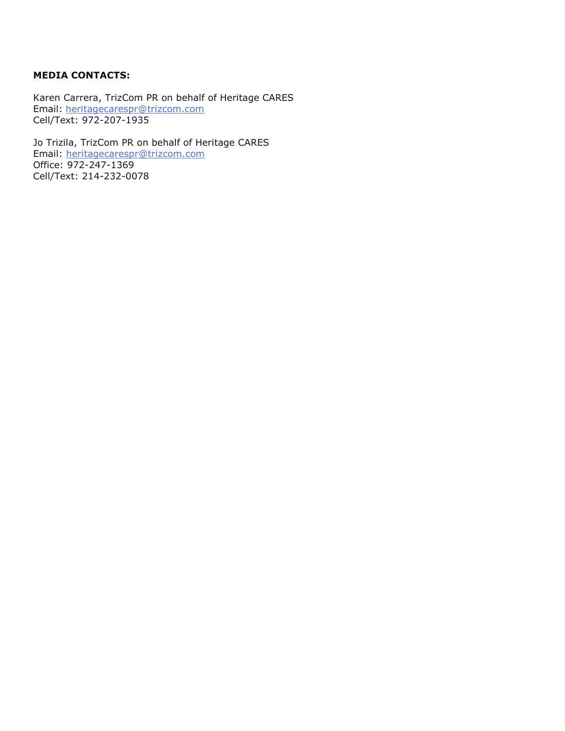**MEDIA CONTACTS:**

Karen Carrera, TrizCom PR on behalf of Heritage CARES  
Email: heritagecarespr@trizcom.com  
Cell/Text: 972-207-1935

Jo Trizila, TrizCom PR on behalf of Heritage CARES  
Email: heritagecarespr@trizcom.com  
Office: 972-247-1369  
Cell/Text: 214-232-0078